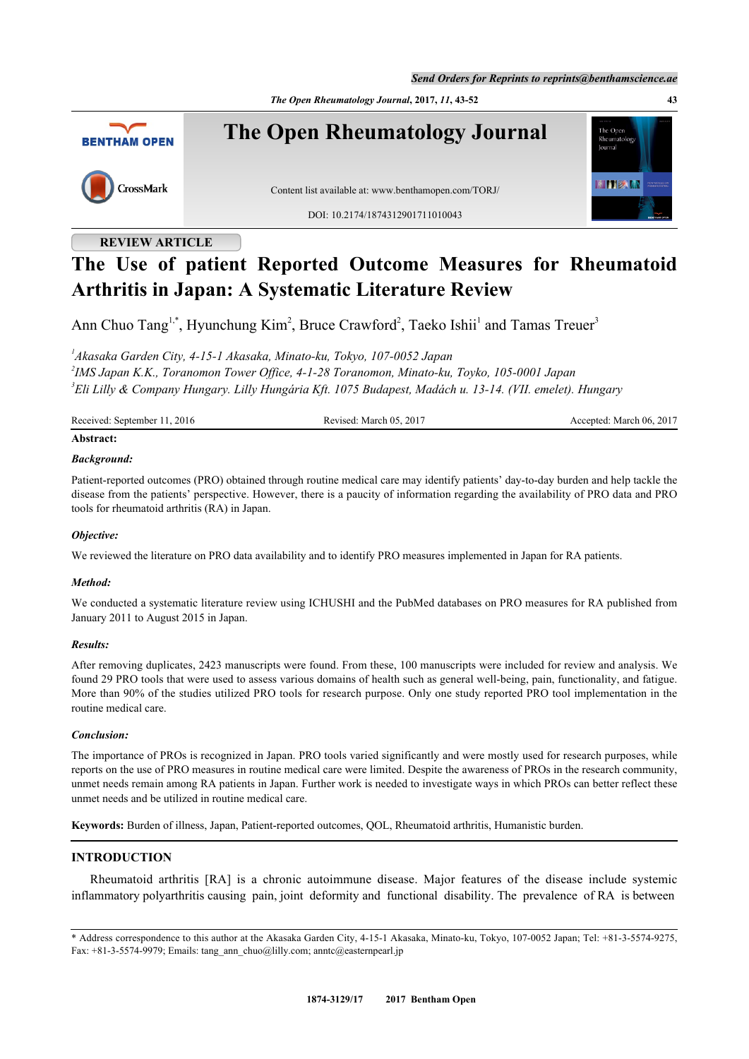REVIEW ARTICLE

# The Use of patient Reported Outcome Measures for Rheumatoid Arthritis in Japan: A Systematic Literature Review

Ann Chuo Tang[1,*], Hyunchung Kim[2], Bruce Crawford[2], Taeko Ishii[1] and Tamas Treuer[3]

[1]*Akasaka Garden City, 4-15-1 Akasaka, Minato-ku, Tokyo, 107-0052 Japan*
[2]*IMS Japan K.K., Toranomon Tower Office, 4-1-28 Toranomon, Minato-ku, Toyko, 105-0001 Japan*
[3]*Eli Lilly & Company Hungary. Lilly Hungária Kft. 1075 Budapest, Madách u. 13-14. (VII. emelet). Hungary*

Received: September 11, 2016 Revised: March 05, 2017 Accepted: March 06, 2017

**Abstract:**

***Background:***

Patient-reported outcomes (PRO) obtained through routine medical care may identify patients' day-to-day burden and help tackle the disease from the patients' perspective. However, there is a paucity of information regarding the availability of PRO data and PRO tools for rheumatoid arthritis (RA) in Japan.

***Objective:***

We reviewed the literature on PRO data availability and to identify PRO measures implemented in Japan for RA patients.

***Method:***

We conducted a systematic literature review using ICHUSHI and the PubMed databases on PRO measures for RA published from January 2011 to August 2015 in Japan.

***Results:***

After removing duplicates, 2423 manuscripts were found. From these, 100 manuscripts were included for review and analysis. We found 29 PRO tools that were used to assess various domains of health such as general well-being, pain, functionality, and fatigue. More than 90% of the studies utilized PRO tools for research purpose. Only one study reported PRO tool implementation in the routine medical care.

***Conclusion:***

The importance of PROs is recognized in Japan. PRO tools varied significantly and were mostly used for research purposes, while reports on the use of PRO measures in routine medical care were limited. Despite the awareness of PROs in the research community, unmet needs remain among RA patients in Japan. Further work is needed to investigate ways in which PROs can better reflect these unmet needs and be utilized in routine medical care.

**Keywords:** Burden of illness, Japan, Patient-reported outcomes, QOL, Rheumatoid arthritis, Humanistic burden.

## INTRODUCTION

Rheumatoid arthritis [RA] is a chronic autoimmune disease. Major features of the disease include systemic inflammatory polyarthritis causing pain, joint deformity and functional disability. The prevalence of RA is between

\* Address correspondence to this author at the Akasaka Garden City, 4-15-1 Akasaka, Minato-ku, Tokyo, 107-0052 Japan; Tel: +81-3-5574-9275, Fax: +81-3-5574-9979; Emails: tang_ann_chuo@lilly.com; anntc@easternpearl.jp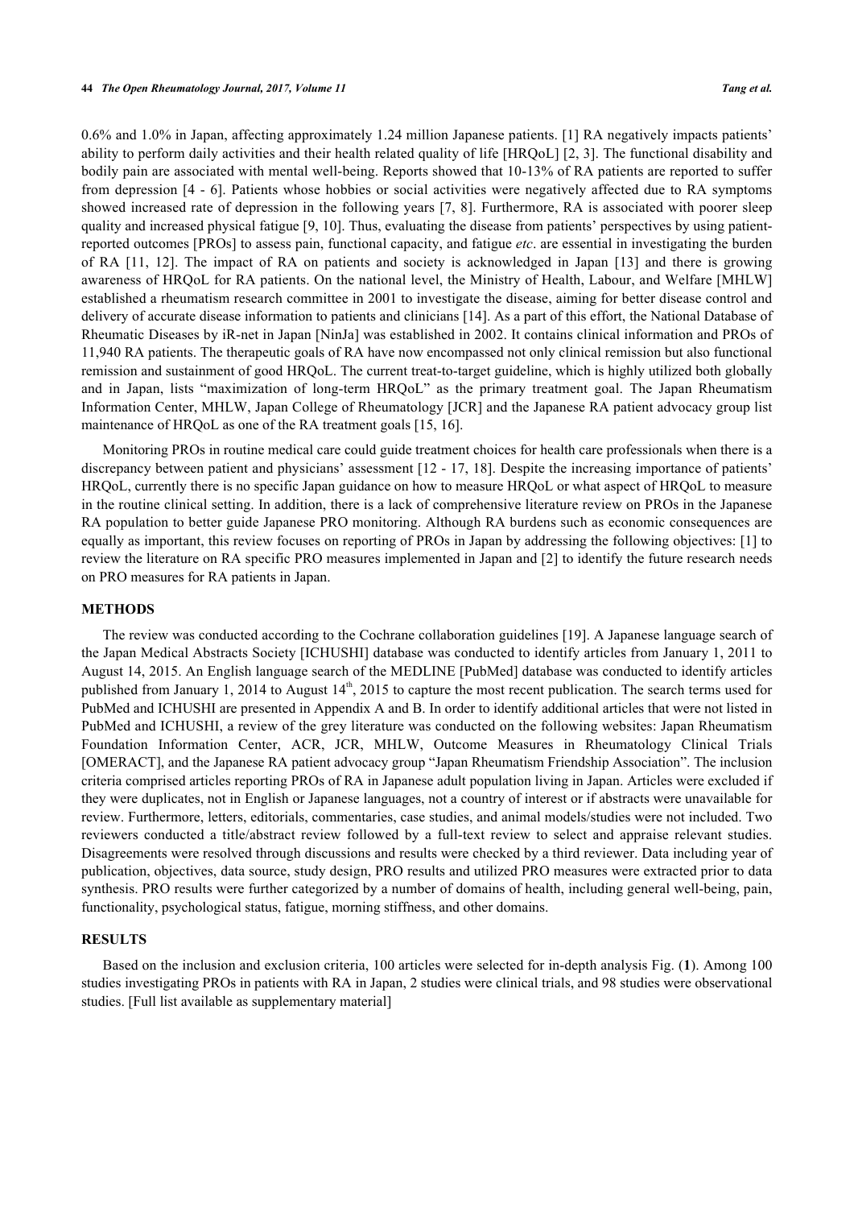0.6% and 1.0% in Japan, affecting approximately 1.24 million Japanese patients. [1] RA negatively impacts patients' ability to perform daily activities and their health related quality of life [HRQoL] [2, 3]. The functional disability and bodily pain are associated with mental well-being. Reports showed that 10-13% of RA patients are reported to suffer from depression [4 - 6]. Patients whose hobbies or social activities were negatively affected due to RA symptoms showed increased rate of depression in the following years [7, 8]. Furthermore, RA is associated with poorer sleep quality and increased physical fatigue [9, 10]. Thus, evaluating the disease from patients' perspectives by using patient-reported outcomes [PROs] to assess pain, functional capacity, and fatigue *etc*. are essential in investigating the burden of RA [11, 12]. The impact of RA on patients and society is acknowledged in Japan [13] and there is growing awareness of HRQoL for RA patients. On the national level, the Ministry of Health, Labour, and Welfare [MHLW] established a rheumatism research committee in 2001 to investigate the disease, aiming for better disease control and delivery of accurate disease information to patients and clinicians [14]. As a part of this effort, the National Database of Rheumatic Diseases by iR-net in Japan [NinJa] was established in 2002. It contains clinical information and PROs of 11,940 RA patients. The therapeutic goals of RA have now encompassed not only clinical remission but also functional remission and sustainment of good HRQoL. The current treat-to-target guideline, which is highly utilized both globally and in Japan, lists "maximization of long-term HRQoL" as the primary treatment goal. The Japan Rheumatism Information Center, MHLW, Japan College of Rheumatology [JCR] and the Japanese RA patient advocacy group list maintenance of HRQoL as one of the RA treatment goals [15, 16].

Monitoring PROs in routine medical care could guide treatment choices for health care professionals when there is a discrepancy between patient and physicians' assessment [12 - 17, 18]. Despite the increasing importance of patients' HRQoL, currently there is no specific Japan guidance on how to measure HRQoL or what aspect of HRQoL to measure in the routine clinical setting. In addition, there is a lack of comprehensive literature review on PROs in the Japanese RA population to better guide Japanese PRO monitoring. Although RA burdens such as economic consequences are equally as important, this review focuses on reporting of PROs in Japan by addressing the following objectives: [1] to review the literature on RA specific PRO measures implemented in Japan and [2] to identify the future research needs on PRO measures for RA patients in Japan.

## METHODS

The review was conducted according to the Cochrane collaboration guidelines [19]. A Japanese language search of the Japan Medical Abstracts Society [ICHUSHI] database was conducted to identify articles from January 1, 2011 to August 14, 2015. An English language search of the MEDLINE [PubMed] database was conducted to identify articles published from January 1, 2014 to August 14th, 2015 to capture the most recent publication. The search terms used for PubMed and ICHUSHI are presented in Appendix A and B. In order to identify additional articles that were not listed in PubMed and ICHUSHI, a review of the grey literature was conducted on the following websites: Japan Rheumatism Foundation Information Center, ACR, JCR, MHLW, Outcome Measures in Rheumatology Clinical Trials [OMERACT], and the Japanese RA patient advocacy group "Japan Rheumatism Friendship Association". The inclusion criteria comprised articles reporting PROs of RA in Japanese adult population living in Japan. Articles were excluded if they were duplicates, not in English or Japanese languages, not a country of interest or if abstracts were unavailable for review. Furthermore, letters, editorials, commentaries, case studies, and animal models/studies were not included. Two reviewers conducted a title/abstract review followed by a full-text review to select and appraise relevant studies. Disagreements were resolved through discussions and results were checked by a third reviewer. Data including year of publication, objectives, data source, study design, PRO results and utilized PRO measures were extracted prior to data synthesis. PRO results were further categorized by a number of domains of health, including general well-being, pain, functionality, psychological status, fatigue, morning stiffness, and other domains.

## RESULTS

Based on the inclusion and exclusion criteria, 100 articles were selected for in-depth analysis Fig. (**1**). Among 100 studies investigating PROs in patients with RA in Japan, 2 studies were clinical trials, and 98 studies were observational studies. [Full list available as supplementary material]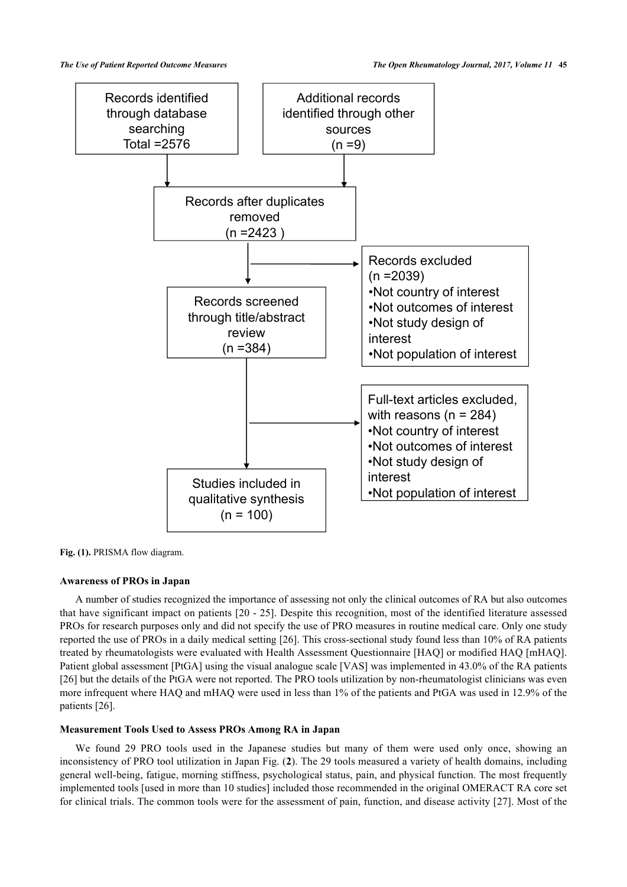Records identified through database searching Total =2576

Additional records identified through other sources (n =9)

Records after duplicates removed (n =2423 )

Records excluded (n =2039)
- Not country of interest
- Not outcomes of interest
- Not study design of interest
- Not population of interest

Records screened through title/abstract review (n =384)

Full-text articles excluded, with reasons (n = 284)
- Not country of interest
- Not outcomes of interest
- Not study design of interest
- Not population of interest

Studies included in qualitative synthesis (n = 100)

**Fig. (1).** PRISMA flow diagram.

### Awareness of PROs in Japan

A number of studies recognized the importance of assessing not only the clinical outcomes of RA but also outcomes that have significant impact on patients [20 - 25]. Despite this recognition, most of the identified literature assessed PROs for research purposes only and did not specify the use of PRO measures in routine medical care. Only one study reported the use of PROs in a daily medical setting [26]. This cross-sectional study found less than 10% of RA patients treated by rheumatologists were evaluated with Health Assessment Questionnaire [HAQ] or modified HAQ [mHAQ]. Patient global assessment [PtGA] using the visual analogue scale [VAS] was implemented in 43.0% of the RA patients [26] but the details of the PtGA were not reported. The PRO tools utilization by non-rheumatologist clinicians was even more infrequent where HAQ and mHAQ were used in less than 1% of the patients and PtGA was used in 12.9% of the patients [26].

### Measurement Tools Used to Assess PROs Among RA in Japan

We found 29 PRO tools used in the Japanese studies but many of them were used only once, showing an inconsistency of PRO tool utilization in Japan Fig. (**2**). The 29 tools measured a variety of health domains, including general well-being, fatigue, morning stiffness, psychological status, pain, and physical function. The most frequently implemented tools [used in more than 10 studies] included those recommended in the original OMERACT RA core set for clinical trials. The common tools were for the assessment of pain, function, and disease activity [27]. Most of the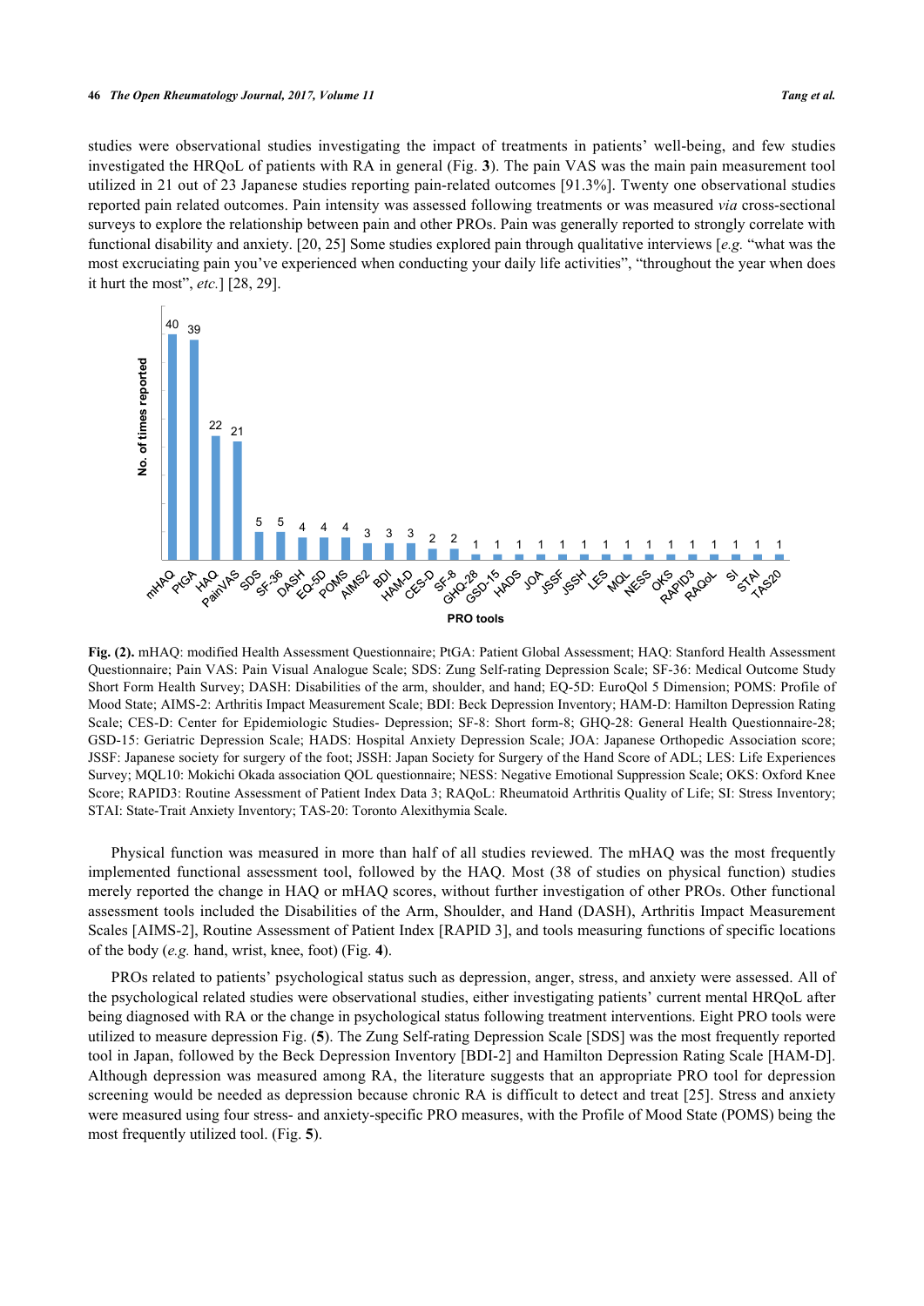studies were observational studies investigating the impact of treatments in patients' well-being, and few studies investigated the HRQoL of patients with RA in general (Fig. **3**). The pain VAS was the main pain measurement tool utilized in 21 out of 23 Japanese studies reporting pain-related outcomes [91.3%]. Twenty one observational studies reported pain related outcomes. Pain intensity was assessed following treatments or was measured *via* cross-sectional surveys to explore the relationship between pain and other PROs. Pain was generally reported to strongly correlate with functional disability and anxiety. [20, 25] Some studies explored pain through qualitative interviews [*e.g.* "what was the most excruciating pain you've experienced when conducting your daily life activities", "throughout the year when does it hurt the most", *etc.*] [28, 29].

**Fig. (2).** mHAQ: modified Health Assessment Questionnaire; PtGA: Patient Global Assessment; HAQ: Stanford Health Assessment Questionnaire; Pain VAS: Pain Visual Analogue Scale; SDS: Zung Self-rating Depression Scale; SF-36: Medical Outcome Study Short Form Health Survey; DASH: Disabilities of the arm, shoulder, and hand; EQ-5D: EuroQol 5 Dimension; POMS: Profile of Mood State; AIMS-2: Arthritis Impact Measurement Scale; BDI: Beck Depression Inventory; HAM-D: Hamilton Depression Rating Scale; CES-D: Center for Epidemiologic Studies- Depression; SF-8: Short form-8; GHQ-28: General Health Questionnaire-28; GSD-15: Geriatric Depression Scale; HADS: Hospital Anxiety Depression Scale; JOA: Japanese Orthopedic Association score; JSSF: Japanese society for surgery of the foot; JSSH: Japan Society for Surgery of the Hand Score of ADL; LES: Life Experiences Survey; MQL10: Mokichi Okada association QOL questionnaire; NESS: Negative Emotional Suppression Scale; OKS: Oxford Knee Score; RAPID3: Routine Assessment of Patient Index Data 3; RAQoL: Rheumatoid Arthritis Quality of Life; SI: Stress Inventory; STAI: State-Trait Anxiety Inventory; TAS-20: Toronto Alexithymia Scale.

Physical function was measured in more than half of all studies reviewed. The mHAQ was the most frequently implemented functional assessment tool, followed by the HAQ. Most (38 of studies on physical function) studies merely reported the change in HAQ or mHAQ scores, without further investigation of other PROs. Other functional assessment tools included the Disabilities of the Arm, Shoulder, and Hand (DASH), Arthritis Impact Measurement Scales [AIMS-2], Routine Assessment of Patient Index [RAPID 3], and tools measuring functions of specific locations of the body (*e.g.* hand, wrist, knee, foot) (Fig. **4**).

PROs related to patients' psychological status such as depression, anger, stress, and anxiety were assessed. All of the psychological related studies were observational studies, either investigating patients' current mental HRQoL after being diagnosed with RA or the change in psychological status following treatment interventions. Eight PRO tools were utilized to measure depression Fig. (**5**). The Zung Self-rating Depression Scale [SDS] was the most frequently reported tool in Japan, followed by the Beck Depression Inventory [BDI-2] and Hamilton Depression Rating Scale [HAM-D]. Although depression was measured among RA, the literature suggests that an appropriate PRO tool for depression screening would be needed as depression because chronic RA is difficult to detect and treat [25]. Stress and anxiety were measured using four stress- and anxiety-specific PRO measures, with the Profile of Mood State (POMS) being the most frequently utilized tool. (Fig. **5**).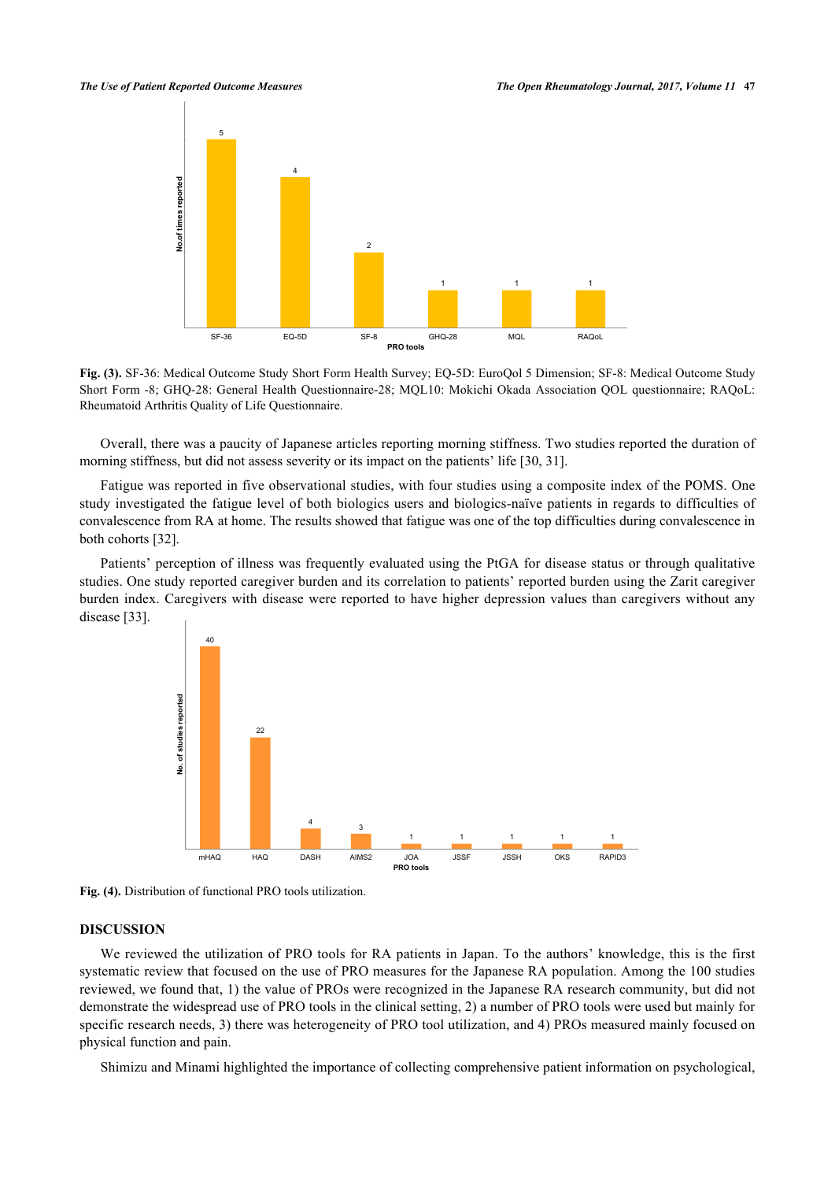Fig. (3). SF-36: Medical Outcome Study Short Form Health Survey; EQ-5D: EuroQol 5 Dimension; SF-8: Medical Outcome Study Short Form -8; GHQ-28: General Health Questionnaire-28; MQL10: Mokichi Okada Association QOL questionnaire; RAQoL: Rheumatoid Arthritis Quality of Life Questionnaire.

Overall, there was a paucity of Japanese articles reporting morning stiffness. Two studies reported the duration of morning stiffness, but did not assess severity or its impact on the patients' life [30, 31].

Fatigue was reported in five observational studies, with four studies using a composite index of the POMS. One study investigated the fatigue level of both biologics users and biologics-naïve patients in regards to difficulties of convalescence from RA at home. The results showed that fatigue was one of the top difficulties during convalescence in both cohorts [32].

Patients' perception of illness was frequently evaluated using the PtGA for disease status or through qualitative studies. One study reported caregiver burden and its correlation to patients' reported burden using the Zarit caregiver burden index. Caregivers with disease were reported to have higher depression values than caregivers without any disease [33].

Fig. (4). Distribution of functional PRO tools utilization.

## DISCUSSION

We reviewed the utilization of PRO tools for RA patients in Japan. To the authors' knowledge, this is the first systematic review that focused on the use of PRO measures for the Japanese RA population. Among the 100 studies reviewed, we found that, 1) the value of PROs were recognized in the Japanese RA research community, but did not demonstrate the widespread use of PRO tools in the clinical setting, 2) a number of PRO tools were used but mainly for specific research needs, 3) there was heterogeneity of PRO tool utilization, and 4) PROs measured mainly focused on physical function and pain.

Shimizu and Minami highlighted the importance of collecting comprehensive patient information on psychological,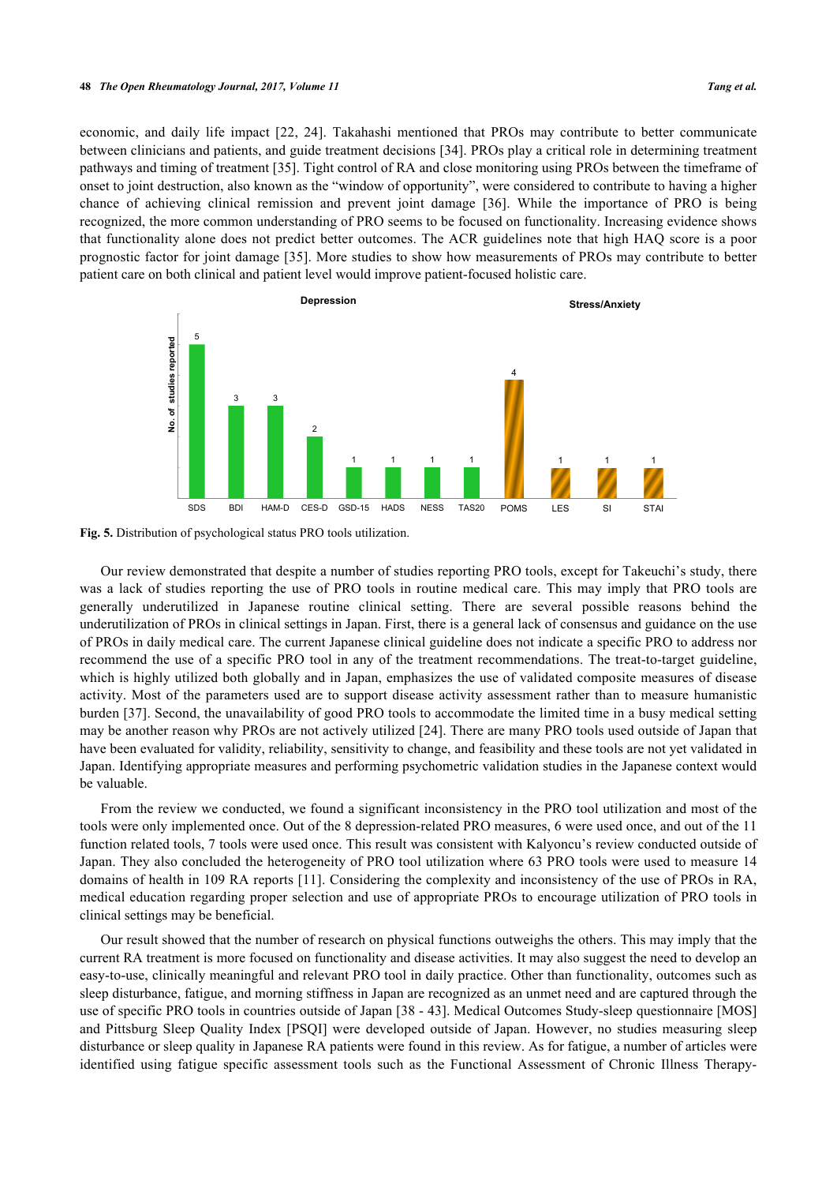economic, and daily life impact [22, 24]. Takahashi mentioned that PROs may contribute to better communicate between clinicians and patients, and guide treatment decisions [34]. PROs play a critical role in determining treatment pathways and timing of treatment [35]. Tight control of RA and close monitoring using PROs between the timeframe of onset to joint destruction, also known as the "window of opportunity", were considered to contribute to having a higher chance of achieving clinical remission and prevent joint damage [36]. While the importance of PRO is being recognized, the more common understanding of PRO seems to be focused on functionality. Increasing evidence shows that functionality alone does not predict better outcomes. The ACR guidelines note that high HAQ score is a poor prognostic factor for joint damage [35]. More studies to show how measurements of PROs may contribute to better patient care on both clinical and patient level would improve patient-focused holistic care.

**Fig. 5.** Distribution of psychological status PRO tools utilization.

Our review demonstrated that despite a number of studies reporting PRO tools, except for Takeuchi's study, there was a lack of studies reporting the use of PRO tools in routine medical care. This may imply that PRO tools are generally underutilized in Japanese routine clinical setting. There are several possible reasons behind the underutilization of PROs in clinical settings in Japan. First, there is a general lack of consensus and guidance on the use of PROs in daily medical care. The current Japanese clinical guideline does not indicate a specific PRO to address nor recommend the use of a specific PRO tool in any of the treatment recommendations. The treat-to-target guideline, which is highly utilized both globally and in Japan, emphasizes the use of validated composite measures of disease activity. Most of the parameters used are to support disease activity assessment rather than to measure humanistic burden [37]. Second, the unavailability of good PRO tools to accommodate the limited time in a busy medical setting may be another reason why PROs are not actively utilized [24]. There are many PRO tools used outside of Japan that have been evaluated for validity, reliability, sensitivity to change, and feasibility and these tools are not yet validated in Japan. Identifying appropriate measures and performing psychometric validation studies in the Japanese context would be valuable.

From the review we conducted, we found a significant inconsistency in the PRO tool utilization and most of the tools were only implemented once. Out of the 8 depression-related PRO measures, 6 were used once, and out of the 11 function related tools, 7 tools were used once. This result was consistent with Kalyoncu's review conducted outside of Japan. They also concluded the heterogeneity of PRO tool utilization where 63 PRO tools were used to measure 14 domains of health in 109 RA reports [11]. Considering the complexity and inconsistency of the use of PROs in RA, medical education regarding proper selection and use of appropriate PROs to encourage utilization of PRO tools in clinical settings may be beneficial.

Our result showed that the number of research on physical functions outweighs the others. This may imply that the current RA treatment is more focused on functionality and disease activities. It may also suggest the need to develop an easy-to-use, clinically meaningful and relevant PRO tool in daily practice. Other than functionality, outcomes such as sleep disturbance, fatigue, and morning stiffness in Japan are recognized as an unmet need and are captured through the use of specific PRO tools in countries outside of Japan [38 - 43]. Medical Outcomes Study-sleep questionnaire [MOS] and Pittsburg Sleep Quality Index [PSQI] were developed outside of Japan. However, no studies measuring sleep disturbance or sleep quality in Japanese RA patients were found in this review. As for fatigue, a number of articles were identified using fatigue specific assessment tools such as the Functional Assessment of Chronic Illness Therapy-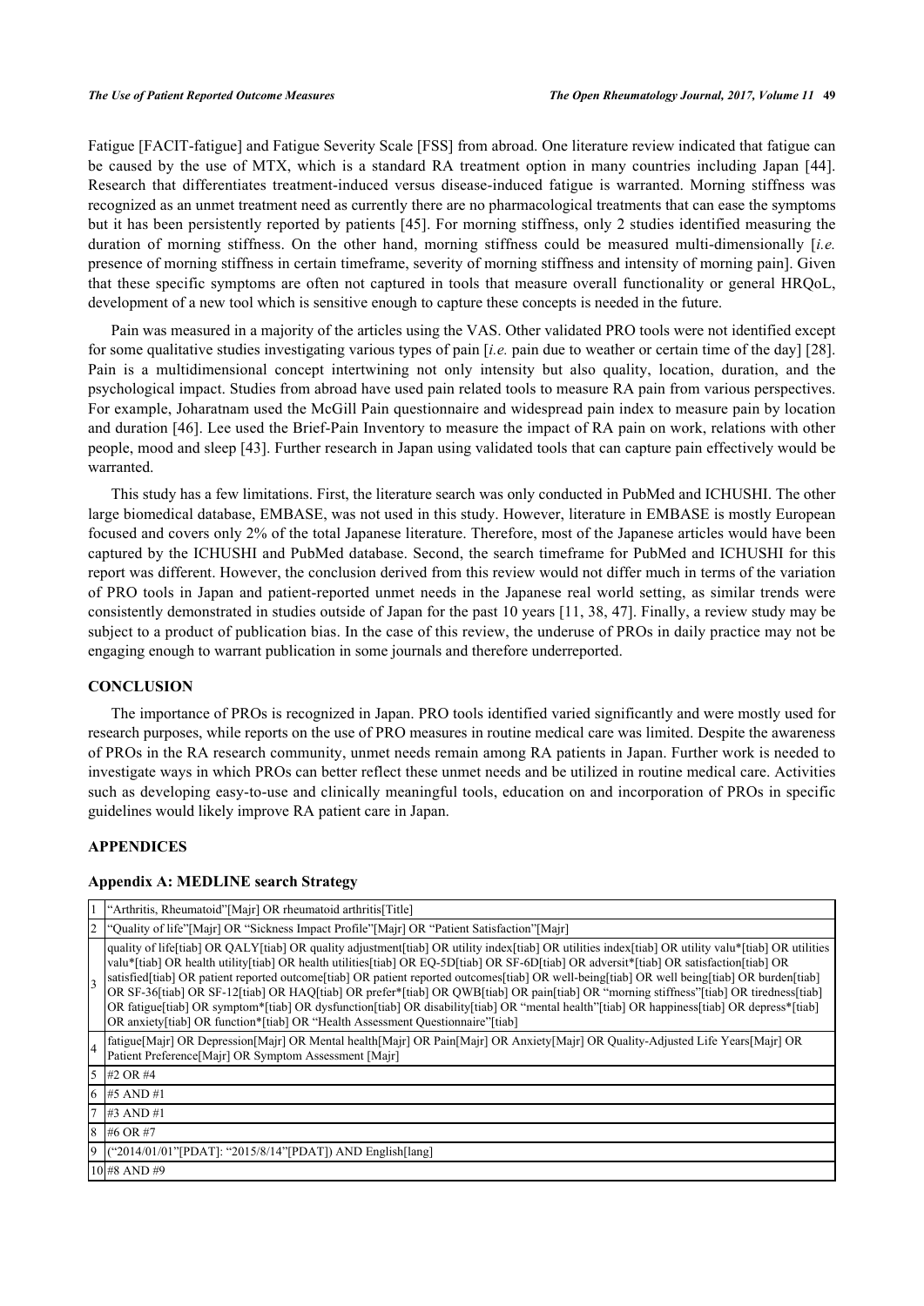Fatigue [FACIT-fatigue] and Fatigue Severity Scale [FSS] from abroad. One literature review indicated that fatigue can be caused by the use of MTX, which is a standard RA treatment option in many countries including Japan [44]. Research that differentiates treatment-induced versus disease-induced fatigue is warranted. Morning stiffness was recognized as an unmet treatment need as currently there are no pharmacological treatments that can ease the symptoms but it has been persistently reported by patients [45]. For morning stiffness, only 2 studies identified measuring the duration of morning stiffness. On the other hand, morning stiffness could be measured multi-dimensionally [*i.e.* presence of morning stiffness in certain timeframe, severity of morning stiffness and intensity of morning pain]. Given that these specific symptoms are often not captured in tools that measure overall functionality or general HRQoL, development of a new tool which is sensitive enough to capture these concepts is needed in the future.

Pain was measured in a majority of the articles using the VAS. Other validated PRO tools were not identified except for some qualitative studies investigating various types of pain [*i.e.* pain due to weather or certain time of the day] [28]. Pain is a multidimensional concept intertwining not only intensity but also quality, location, duration, and the psychological impact. Studies from abroad have used pain related tools to measure RA pain from various perspectives. For example, Joharatnam used the McGill Pain questionnaire and widespread pain index to measure pain by location and duration [46]. Lee used the Brief-Pain Inventory to measure the impact of RA pain on work, relations with other people, mood and sleep [43]. Further research in Japan using validated tools that can capture pain effectively would be warranted.

This study has a few limitations. First, the literature search was only conducted in PubMed and ICHUSHI. The other large biomedical database, EMBASE, was not used in this study. However, literature in EMBASE is mostly European focused and covers only 2% of the total Japanese literature. Therefore, most of the Japanese articles would have been captured by the ICHUSHI and PubMed database. Second, the search timeframe for PubMed and ICHUSHI for this report was different. However, the conclusion derived from this review would not differ much in terms of the variation of PRO tools in Japan and patient-reported unmet needs in the Japanese real world setting, as similar trends were consistently demonstrated in studies outside of Japan for the past 10 years [11, 38, 47]. Finally, a review study may be subject to a product of publication bias. In the case of this review, the underuse of PROs in daily practice may not be engaging enough to warrant publication in some journals and therefore underreported.

## CONCLUSION

The importance of PROs is recognized in Japan. PRO tools identified varied significantly and were mostly used for research purposes, while reports on the use of PRO measures in routine medical care was limited. Despite the awareness of PROs in the RA research community, unmet needs remain among RA patients in Japan. Further work is needed to investigate ways in which PROs can better reflect these unmet needs and be utilized in routine medical care. Activities such as developing easy-to-use and clinically meaningful tools, education on and incorporation of PROs in specific guidelines would likely improve RA patient care in Japan.

## APPENDICES

### Appendix A: MEDLINE search Strategy

| | |
|---|---|
| 1 | "Arthritis, Rheumatoid"[Majr] OR rheumatoid arthritis[Title] |
| 2 | "Quality of life"[Majr] OR "Sickness Impact Profile"[Majr] OR "Patient Satisfaction"[Majr] |
| 3 | quality of life[tiab] OR QALY[tiab] OR quality adjustment[tiab] OR utility index[tiab] OR utilities index[tiab] OR utility valu*[tiab] OR utilities valu*[tiab] OR health utility[tiab] OR health utilities[tiab] OR EQ-5D[tiab] OR SF-6D[tiab] OR adversit*[tiab] OR satisfaction[tiab] OR satisfied[tiab] OR patient reported outcome[tiab] OR patient reported outcomes[tiab] OR well-being[tiab] OR well being[tiab] OR burden[tiab] OR SF-36[tiab] OR SF-12[tiab] OR HAQ[tiab] OR prefer*[tiab] OR QWB[tiab] OR pain[tiab] OR "morning stiffness"[tiab] OR tiredness[tiab] OR fatigue[tiab] OR symptom*[tiab] OR dysfunction[tiab] OR disability[tiab] OR "mental health"[tiab] OR happiness[tiab] OR depress*[tiab] OR anxiety[tiab] OR function*[tiab] OR "Health Assessment Questionnaire"[tiab] |
| 4 | fatigue[Majr] OR Depression[Majr] OR Mental health[Majr] OR Pain[Majr] OR Anxiety[Majr] OR Quality-Adjusted Life Years[Majr] OR Patient Preference[Majr] OR Symptom Assessment [Majr] |
| 5 | #2 OR #4 |
| 6 | #5 AND #1 |
| 7 | #3 AND #1 |
| 8 | #6 OR #7 |
| 9 | ("2014/01/01"[PDAT]: "2015/8/14"[PDAT]) AND English[lang] |
| 10 | #8 AND #9 |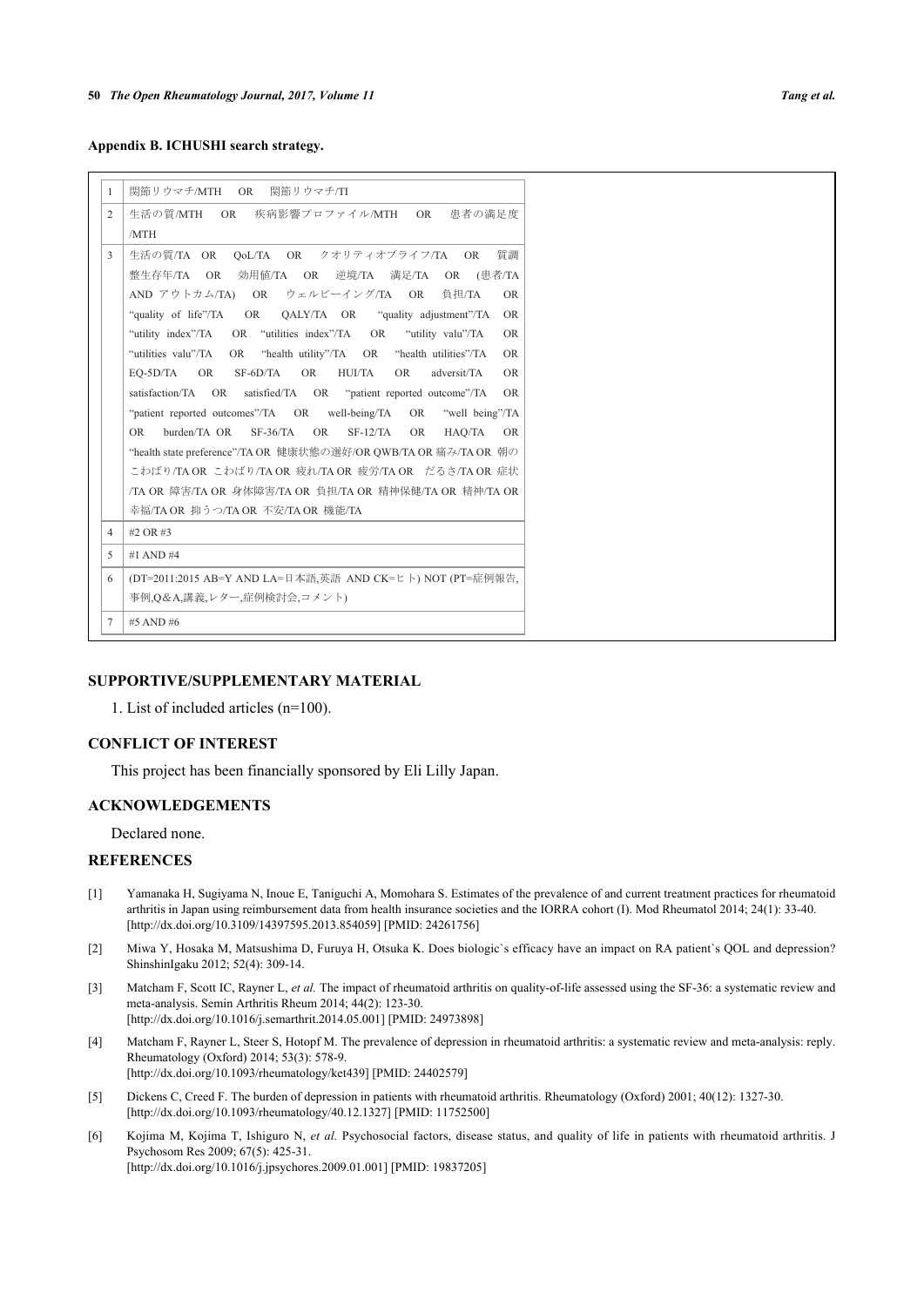**Appendix B. ICHUSHI search strategy.**

| | |
|---|---|
| 1 | 関節リウマチ/MTH OR 関節リウマチ/TI |
| 2 | 生活の質/MTH OR 疾病影響プロファイル/MTH OR 患者の満足度/MTH |
| 3 | 生活の質/TA OR QoL/TA OR クオリティオブライフ/TA OR 質調整生存年/TA OR 効用値/TA OR 逆境/TA 満足/TA OR (患者/TA AND アウトカム/TA) OR ウェルビーイング/TA OR 負担/TA OR "quality of life"/TA OR QALY/TA OR "quality adjustment"/TA OR "utility index"/TA OR "utilities index"/TA OR "utility valu"/TA OR "utilities valu"/TA OR "health utility"/TA OR "health utilities"/TA OR EQ-5D/TA OR SF-6D/TA OR HUI/TA OR adversit/TA OR satisfaction/TA OR satisfied/TA OR "patient reported outcome"/TA OR "patient reported outcomes"/TA OR well-being/TA OR "well being"/TA OR burden/TA OR SF-36/TA OR SF-12/TA OR HAQ/TA OR "health state preference"/TA OR 健康状態の選好/OR QWB/TA OR 痛み/TA OR 朝のこわばり/TA OR こわばり/TA OR 疲れ/TA OR 疲労/TA OR だるさ/TA OR 症状/TA OR 障害/TA OR 身体障害/TA OR 負担/TA OR 精神保健/TA OR 精神/TA OR 幸福/TA OR 抑うつ/TA OR 不安/TA OR 機能/TA |
| 4 | #2 OR #3 |
| 5 | #1 AND #4 |
| 6 | (DT=2011:2015 AB=Y AND LA=日本語,英語 AND CK=ヒト) NOT (PT=症例報告,事例,Q&A,講義,レター,症例検討会,コメント) |
| 7 | #5 AND #6 |

## SUPPORTIVE/SUPPLEMENTARY MATERIAL

1. List of included articles (n=100).

## CONFLICT OF INTEREST

This project has been financially sponsored by Eli Lilly Japan.

## ACKNOWLEDGEMENTS

Declared none.

## REFERENCES

[1] Yamanaka H, Sugiyama N, Inoue E, Taniguchi A, Momohara S. Estimates of the prevalence of and current treatment practices for rheumatoid arthritis in Japan using reimbursement data from health insurance societies and the IORRA cohort (I). Mod Rheumatol 2014; 24(1): 33-40. [http://dx.doi.org/10.3109/14397595.2013.854059] [PMID: 24261756]

[2] Miwa Y, Hosaka M, Matsushima D, Furuya H, Otsuka K. Does biologic`s efficacy have an impact on RA patient`s QOL and depression? ShinshinIgaku 2012; 52(4): 309-14.

[3] Matcham F, Scott IC, Rayner L, *et al.* The impact of rheumatoid arthritis on quality-of-life assessed using the SF-36: a systematic review and meta-analysis. Semin Arthritis Rheum 2014; 44(2): 123-30. [http://dx.doi.org/10.1016/j.semarthrit.2014.05.001] [PMID: 24973898]

[4] Matcham F, Rayner L, Steer S, Hotopf M. The prevalence of depression in rheumatoid arthritis: a systematic review and meta-analysis: reply. Rheumatology (Oxford) 2014; 53(3): 578-9. [http://dx.doi.org/10.1093/rheumatology/ket439] [PMID: 24402579]

[5] Dickens C, Creed F. The burden of depression in patients with rheumatoid arthritis. Rheumatology (Oxford) 2001; 40(12): 1327-30. [http://dx.doi.org/10.1093/rheumatology/40.12.1327] [PMID: 11752500]

[6] Kojima M, Kojima T, Ishiguro N, *et al.* Psychosocial factors, disease status, and quality of life in patients with rheumatoid arthritis. J Psychosom Res 2009; 67(5): 425-31. [http://dx.doi.org/10.1016/j.jpsychores.2009.01.001] [PMID: 19837205]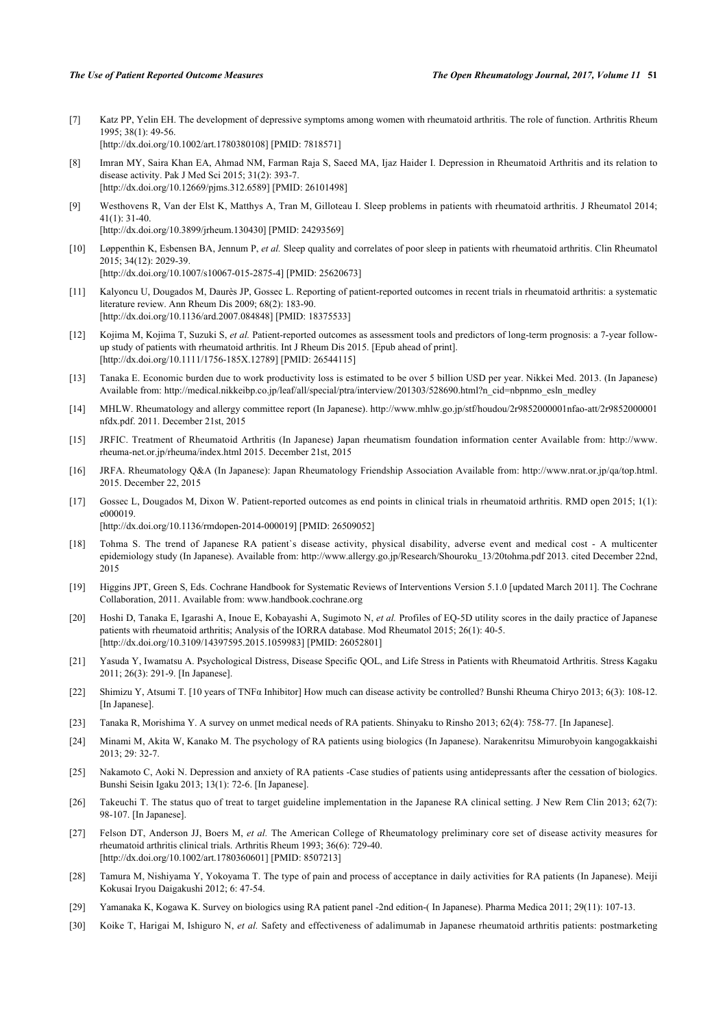[7] Katz PP, Yelin EH. The development of depressive symptoms among women with rheumatoid arthritis. The role of function. Arthritis Rheum 1995; 38(1): 49-56.
[http://dx.doi.org/10.1002/art.1780380108] [PMID: 7818571]

[8] Imran MY, Saira Khan EA, Ahmad NM, Farman Raja S, Saeed MA, Ijaz Haider I. Depression in Rheumatoid Arthritis and its relation to disease activity. Pak J Med Sci 2015; 31(2): 393-7.
[http://dx.doi.org/10.12669/pjms.312.6589] [PMID: 26101498]

[9] Westhovens R, Van der Elst K, Matthys A, Tran M, Gilloteau I. Sleep problems in patients with rheumatoid arthritis. J Rheumatol 2014; 41(1): 31-40.
[http://dx.doi.org/10.3899/jrheum.130430] [PMID: 24293569]

[10] Løppenthin K, Esbensen BA, Jennum P, *et al.* Sleep quality and correlates of poor sleep in patients with rheumatoid arthritis. Clin Rheumatol 2015; 34(12): 2029-39.
[http://dx.doi.org/10.1007/s10067-015-2875-4] [PMID: 25620673]

[11] Kalyoncu U, Dougados M, Daurès JP, Gossec L. Reporting of patient-reported outcomes in recent trials in rheumatoid arthritis: a systematic literature review. Ann Rheum Dis 2009; 68(2): 183-90.
[http://dx.doi.org/10.1136/ard.2007.084848] [PMID: 18375533]

[12] Kojima M, Kojima T, Suzuki S, *et al.* Patient-reported outcomes as assessment tools and predictors of long-term prognosis: a 7-year follow-up study of patients with rheumatoid arthritis. Int J Rheum Dis 2015. [Epub ahead of print].
[http://dx.doi.org/10.1111/1756-185X.12789] [PMID: 26544115]

[13] Tanaka E. Economic burden due to work productivity loss is estimated to be over 5 billion USD per year. Nikkei Med. 2013. (In Japanese) Available from: http://medical.nikkeibp.co.jp/leaf/all/special/ptra/interview/201303/528690.html?n_cid=nbpnmo_esln_medley

[14] MHLW. Rheumatology and allergy committee report (In Japanese). http://www.mhlw.go.jp/stf/houdou/2r9852000001nfao-att/2r9852000001nfdx.pdf. 2011. December 21st, 2015

[15] JRFIC. Treatment of Rheumatoid Arthritis (In Japanese) Japan rheumatism foundation information center Available from: http://www.rheuma-net.or.jp/rheuma/index.html 2015. December 21st, 2015

[16] JRFA. Rheumatology Q&A (In Japanese): Japan Rheumatology Friendship Association Available from: http://www.nrat.or.jp/qa/top.html. 2015. December 22, 2015

[17] Gossec L, Dougados M, Dixon W. Patient-reported outcomes as end points in clinical trials in rheumatoid arthritis. RMD open 2015; 1(1): e000019.
[http://dx.doi.org/10.1136/rmdopen-2014-000019] [PMID: 26509052]

[18] Tohma S. The trend of Japanese RA patient`s disease activity, physical disability, adverse event and medical cost - A multicenter epidemiology study (In Japanese). Available from: http://www.allergy.go.jp/Research/Shouroku_13/20tohma.pdf 2013. cited December 22nd, 2015

[19] Higgins JPT, Green S, Eds. Cochrane Handbook for Systematic Reviews of Interventions Version 5.1.0 [updated March 2011]. The Cochrane Collaboration, 2011. Available from: www.handbook.cochrane.org

[20] Hoshi D, Tanaka E, Igarashi A, Inoue E, Kobayashi A, Sugimoto N, *et al.* Profiles of EQ-5D utility scores in the daily practice of Japanese patients with rheumatoid arthritis; Analysis of the IORRA database. Mod Rheumatol 2015; 26(1): 40-5.
[http://dx.doi.org/10.3109/14397595.2015.1059983] [PMID: 26052801]

[21] Yasuda Y, Iwamatsu A. Psychological Distress, Disease Specific QOL, and Life Stress in Patients with Rheumatoid Arthritis. Stress Kagaku 2011; 26(3): 291-9. [In Japanese].

[22] Shimizu Y, Atsumi T. [10 years of TNFα Inhibitor] How much can disease activity be controlled? Bunshi Rheuma Chiryo 2013; 6(3): 108-12. [In Japanese].

[23] Tanaka R, Morishima Y. A survey on unmet medical needs of RA patients. Shinyaku to Rinsho 2013; 62(4): 758-77. [In Japanese].

[24] Minami M, Akita W, Kanako M. The psychology of RA patients using biologics (In Japanese). Narakenritsu Mimurobyoin kangogakkaishi 2013; 29: 32-7.

[25] Nakamoto C, Aoki N. Depression and anxiety of RA patients -Case studies of patients using antidepressants after the cessation of biologics. Bunshi Seisin Igaku 2013; 13(1): 72-6. [In Japanese].

[26] Takeuchi T. The status quo of treat to target guideline implementation in the Japanese RA clinical setting. J New Rem Clin 2013; 62(7): 98-107. [In Japanese].

[27] Felson DT, Anderson JJ, Boers M, *et al.* The American College of Rheumatology preliminary core set of disease activity measures for rheumatoid arthritis clinical trials. Arthritis Rheum 1993; 36(6): 729-40.
[http://dx.doi.org/10.1002/art.1780360601] [PMID: 8507213]

[28] Tamura M, Nishiyama Y, Yokoyama T. The type of pain and process of acceptance in daily activities for RA patients (In Japanese). Meiji Kokusai Iryou Daigakushi 2012; 6: 47-54.

[29] Yamanaka K, Kogawa K. Survey on biologics using RA patient panel -2nd edition-( In Japanese). Pharma Medica 2011; 29(11): 107-13.

[30] Koike T, Harigai M, Ishiguro N, *et al.* Safety and effectiveness of adalimumab in Japanese rheumatoid arthritis patients: postmarketing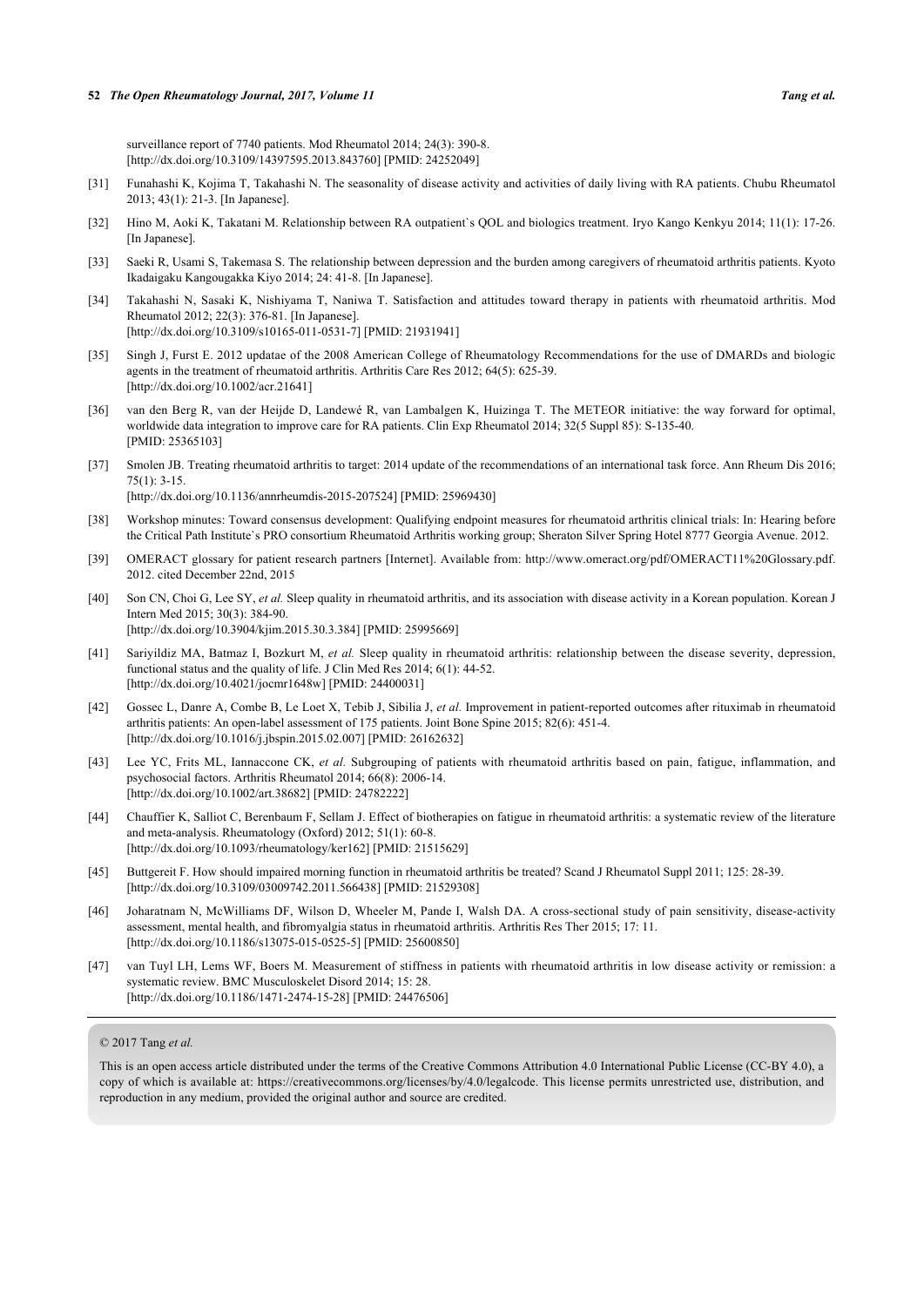surveillance report of 7740 patients. Mod Rheumatol 2014; 24(3): 390-8.
[http://dx.doi.org/10.3109/14397595.2013.843760] [PMID: 24252049]

[31] Funahashi K, Kojima T, Takahashi N. The seasonality of disease activity and activities of daily living with RA patients. Chubu Rheumatol 2013; 43(1): 21-3. [In Japanese].

[32] Hino M, Aoki K, Takatani M. Relationship between RA outpatient`s QOL and biologics treatment. Iryo Kango Kenkyu 2014; 11(1): 17-26. [In Japanese].

[33] Saeki R, Usami S, Takemasa S. The relationship between depression and the burden among caregivers of rheumatoid arthritis patients. Kyoto Ikadaigaku Kangougakka Kiyo 2014; 24: 41-8. [In Japanese].

[34] Takahashi N, Sasaki K, Nishiyama T, Naniwa T. Satisfaction and attitudes toward therapy in patients with rheumatoid arthritis. Mod Rheumatol 2012; 22(3): 376-81. [In Japanese].
[http://dx.doi.org/10.3109/s10165-011-0531-7] [PMID: 21931941]

[35] Singh J, Furst E. 2012 updatae of the 2008 American College of Rheumatology Recommendations for the use of DMARDs and biologic agents in the treatment of rheumatoid arthritis. Arthritis Care Res 2012; 64(5): 625-39.
[http://dx.doi.org/10.1002/acr.21641]

[36] van den Berg R, van der Heijde D, Landewé R, van Lambalgen K, Huizinga T. The METEOR initiative: the way forward for optimal, worldwide data integration to improve care for RA patients. Clin Exp Rheumatol 2014; 32(5 Suppl 85): S-135-40.
[PMID: 25365103]

[37] Smolen JB. Treating rheumatoid arthritis to target: 2014 update of the recommendations of an international task force. Ann Rheum Dis 2016; 75(1): 3-15.
[http://dx.doi.org/10.1136/annrheumdis-2015-207524] [PMID: 25969430]

[38] Workshop minutes: Toward consensus development: Qualifying endpoint measures for rheumatoid arthritis clinical trials: In: Hearing before the Critical Path Institute`s PRO consortium Rheumatoid Arthritis working group; Sheraton Silver Spring Hotel 8777 Georgia Avenue. 2012.

[39] OMERACT glossary for patient research partners [Internet]. Available from: http://www.omeract.org/pdf/OMERACT11%20Glossary.pdf. 2012. cited December 22nd, 2015

[40] Son CN, Choi G, Lee SY, *et al.* Sleep quality in rheumatoid arthritis, and its association with disease activity in a Korean population. Korean J Intern Med 2015; 30(3): 384-90.
[http://dx.doi.org/10.3904/kjim.2015.30.3.384] [PMID: 25995669]

[41] Sariyildiz MA, Batmaz I, Bozkurt M, *et al.* Sleep quality in rheumatoid arthritis: relationship between the disease severity, depression, functional status and the quality of life. J Clin Med Res 2014; 6(1): 44-52.
[http://dx.doi.org/10.4021/jocmr1648w] [PMID: 24400031]

[42] Gossec L, Danre A, Combe B, Le Loet X, Tebib J, Sibilia J, *et al.* Improvement in patient-reported outcomes after rituximab in rheumatoid arthritis patients: An open-label assessment of 175 patients. Joint Bone Spine 2015; 82(6): 451-4.
[http://dx.doi.org/10.1016/j.jbspin.2015.02.007] [PMID: 26162632]

[43] Lee YC, Frits ML, Iannaccone CK, *et al.* Subgrouping of patients with rheumatoid arthritis based on pain, fatigue, inflammation, and psychosocial factors. Arthritis Rheumatol 2014; 66(8): 2006-14.
[http://dx.doi.org/10.1002/art.38682] [PMID: 24782222]

[44] Chauffier K, Salliot C, Berenbaum F, Sellam J. Effect of biotherapies on fatigue in rheumatoid arthritis: a systematic review of the literature and meta-analysis. Rheumatology (Oxford) 2012; 51(1): 60-8.
[http://dx.doi.org/10.1093/rheumatology/ker162] [PMID: 21515629]

[45] Buttgereit F. How should impaired morning function in rheumatoid arthritis be treated? Scand J Rheumatol Suppl 2011; 125: 28-39.
[http://dx.doi.org/10.3109/03009742.2011.566438] [PMID: 21529308]

[46] Joharatnam N, McWilliams DF, Wilson D, Wheeler M, Pande I, Walsh DA. A cross-sectional study of pain sensitivity, disease-activity assessment, mental health, and fibromyalgia status in rheumatoid arthritis. Arthritis Res Ther 2015; 17: 11.
[http://dx.doi.org/10.1186/s13075-015-0525-5] [PMID: 25600850]

[47] van Tuyl LH, Lems WF, Boers M. Measurement of stiffness in patients with rheumatoid arthritis in low disease activity or remission: a systematic review. BMC Musculoskelet Disord 2014; 15: 28.
[http://dx.doi.org/10.1186/1471-2474-15-28] [PMID: 24476506]

© 2017 Tang *et al.*

This is an open access article distributed under the terms of the Creative Commons Attribution 4.0 International Public License (CC-BY 4.0), a copy of which is available at: https://creativecommons.org/licenses/by/4.0/legalcode. This license permits unrestricted use, distribution, and reproduction in any medium, provided the original author and source are credited.